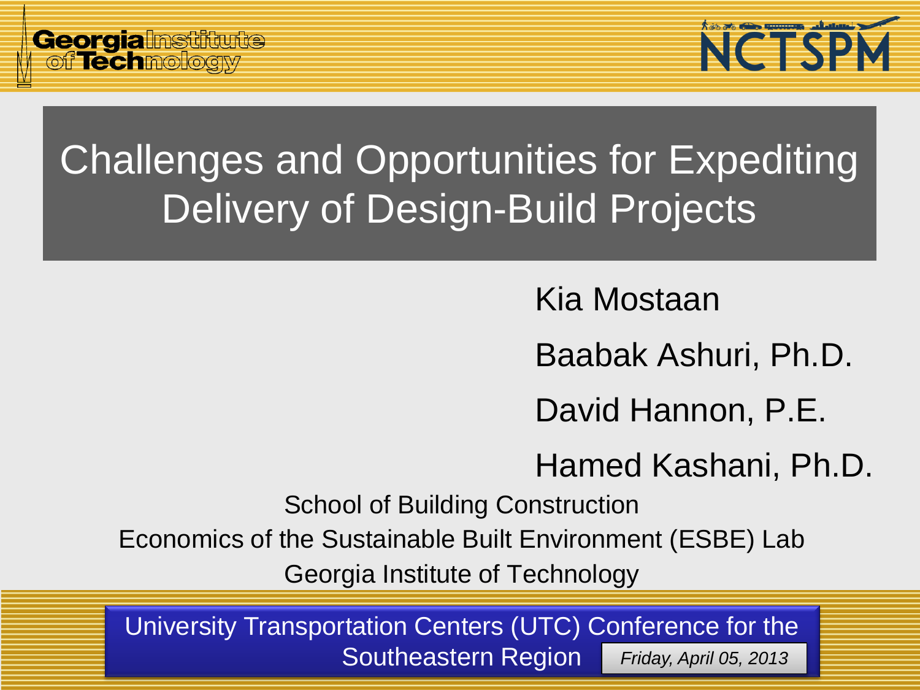# Challenges and Opportunities for Expediting Delivery of Design-Build Projects

Kia Mostaan

Baabak Ashuri, Ph.D.

David Hannon, P.E.

Hamed Kashani, Ph.D.

School of Building Construction

Economics of the Sustainable Built Environment (ESBE) Lab

Georgia Institute of Technology

University Transportation Centers (UTC) Conference for the Southeastern Region

*Friday, April 05, 2013*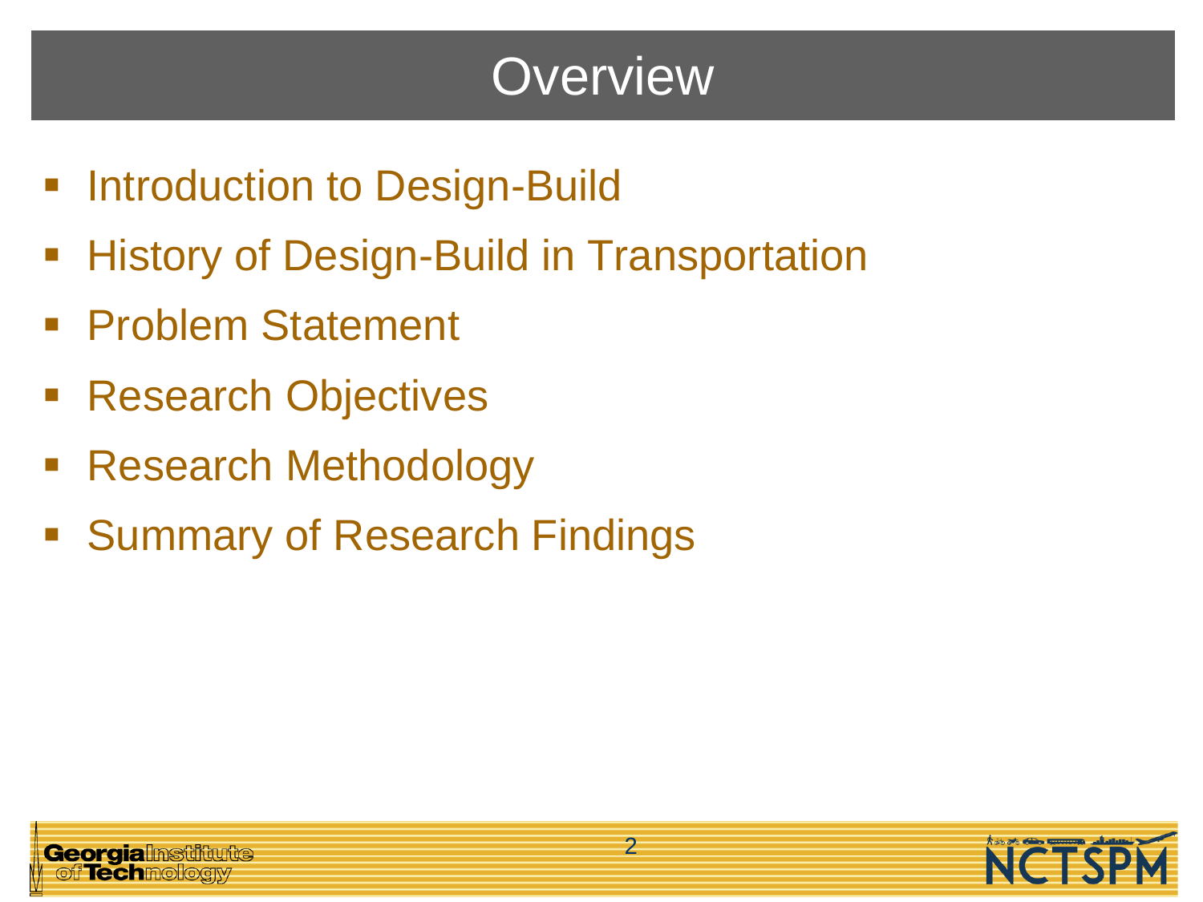# Overview

- Introduction to Design-Build
- History of Design-Build in Transportation
- Problem Statement
- Research Objectives
- Research Methodology
- Summary of Research Findings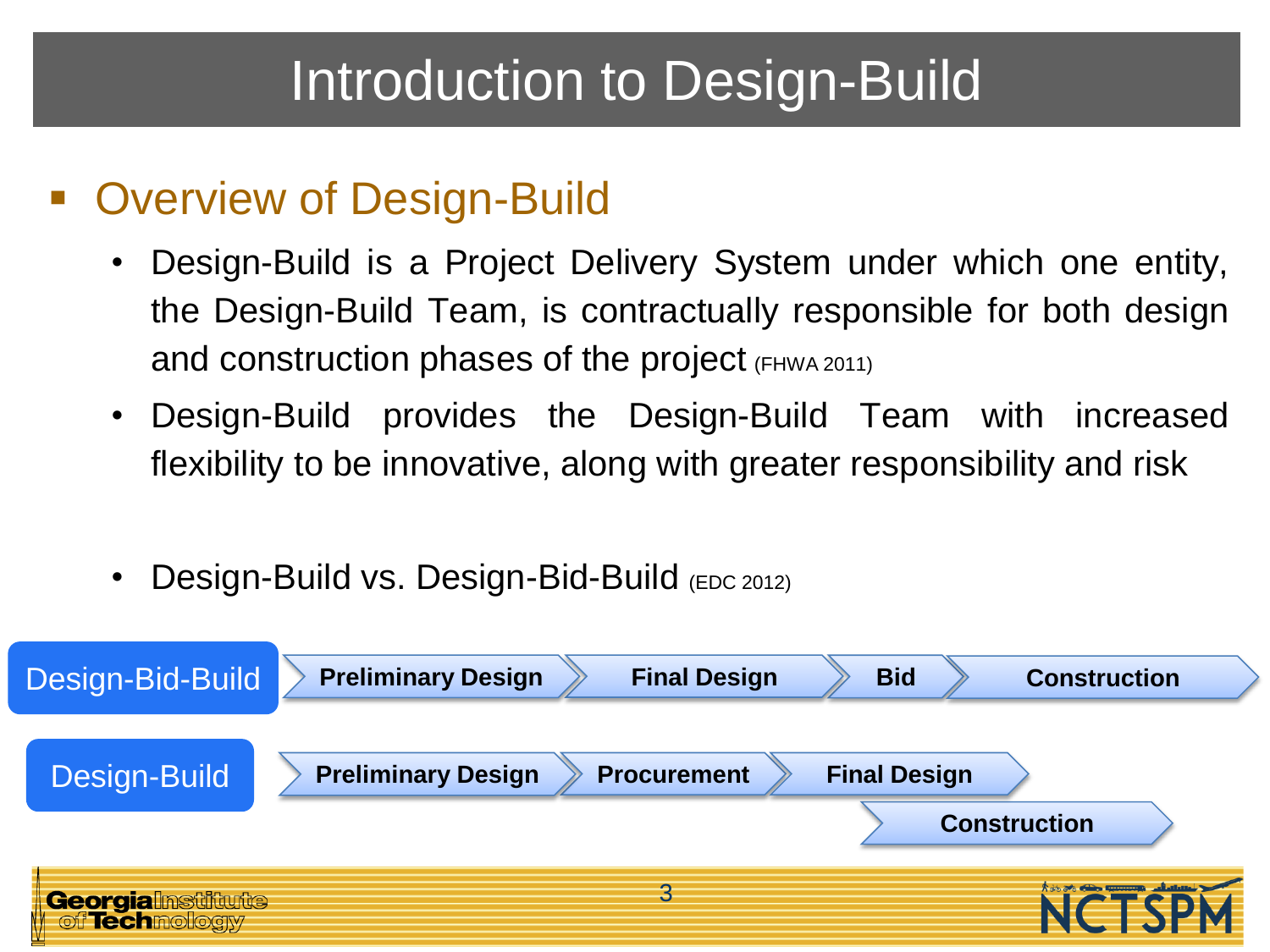# Introduction to Design-Build

## Overview of Design-Build

- Design-Build is a Project Delivery System under which one entity, the Design-Build Team, is contractually responsible for both design and construction phases of the project (FHWA 2011)
- Design-Build provides the Design-Build Team with increased flexibility to be innovative, along with greater responsibility and risk
- Design-Build vs. Design-Bid-Build (EDC 2012)

**Design-Bid-Build:** Preliminary Design → Final Design → Bid → Construction

**Design-Build:** Preliminary Design → Procurement → Final Design
Construction (overlapping with Final Design)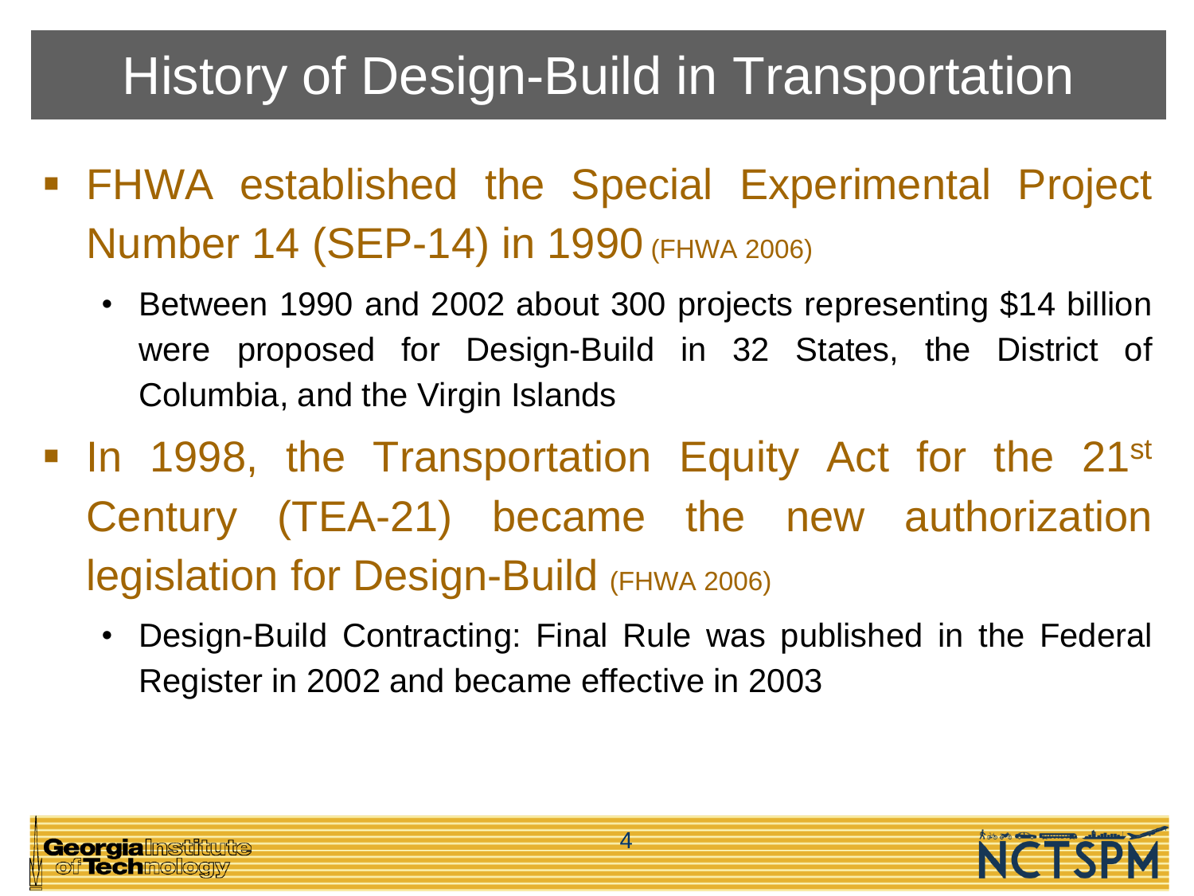# History of Design-Build in Transportation

- FHWA established the Special Experimental Project Number 14 (SEP-14) in 1990 (FHWA 2006)
  - Between 1990 and 2002 about 300 projects representing $14 billion were proposed for Design-Build in 32 States, the District of Columbia, and the Virgin Islands
- In 1998, the Transportation Equity Act for the 21st Century (TEA-21) became the new authorization legislation for Design-Build (FHWA 2006)
  - Design-Build Contracting: Final Rule was published in the Federal Register in 2002 and became effective in 2003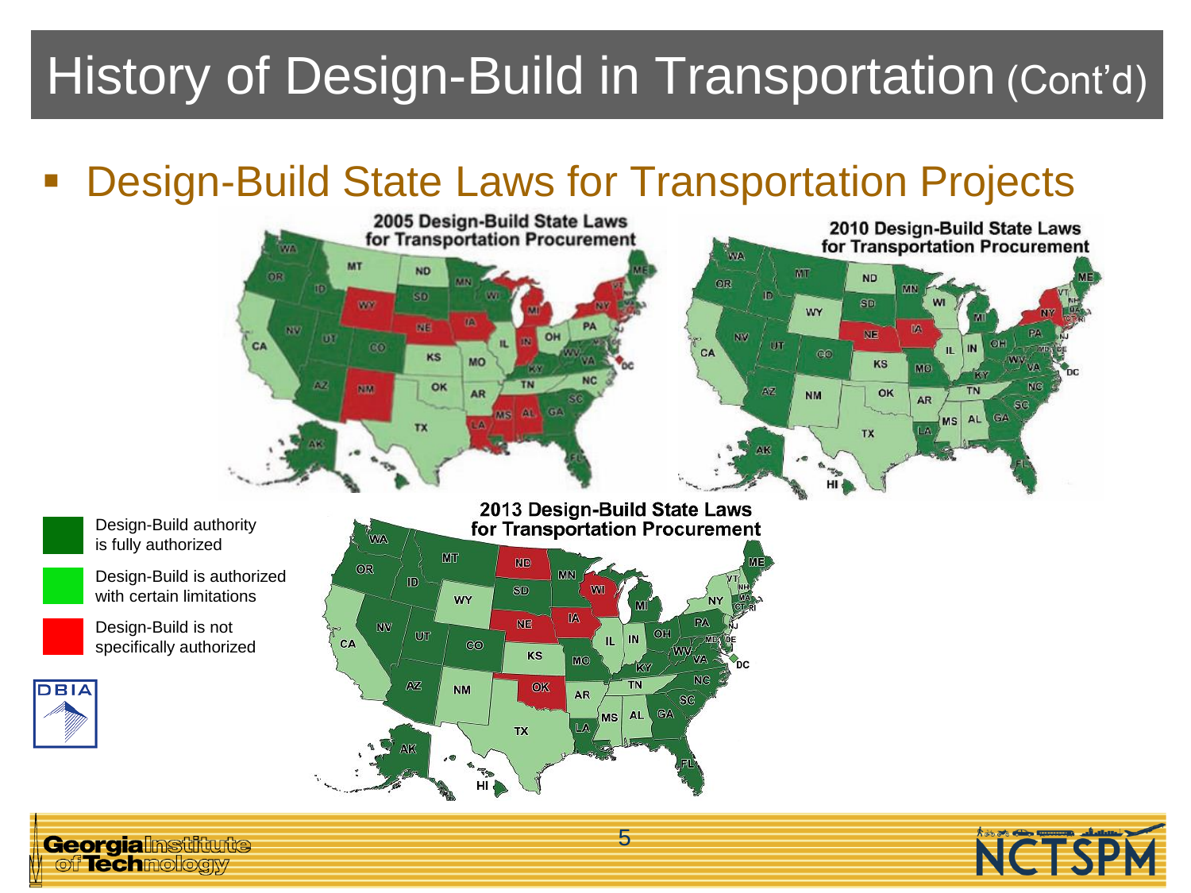# History of Design-Build in Transportation (Cont'd)

- Design-Build State Laws for Transportation Projects

**2005 Design-Build State Laws for Transportation Procurement**

**2010 Design-Build State Laws for Transportation Procurement**

**2013 Design-Build State Laws for Transportation Procurement**

- Design-Build authority is fully authorized
- Design-Build is authorized with certain limitations
- Design-Build is not specifically authorized

DBIA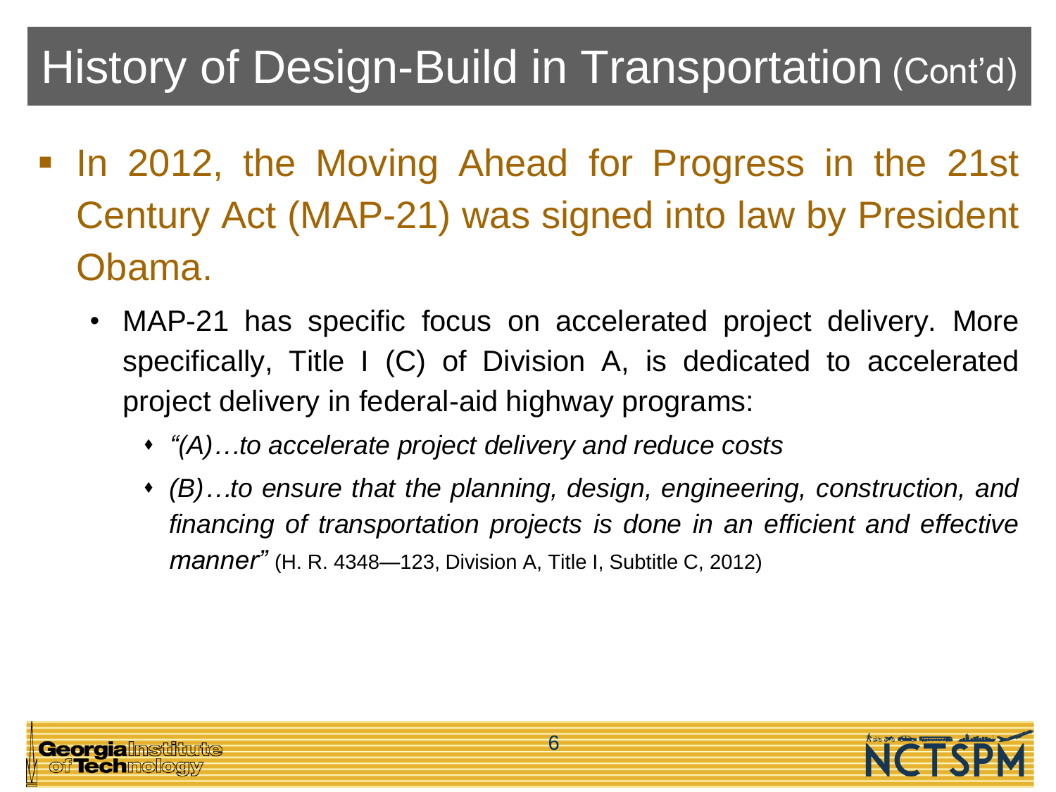# History of Design-Build in Transportation (Cont'd)

- In 2012, the Moving Ahead for Progress in the 21st Century Act (MAP-21) was signed into law by President Obama.
  - MAP-21 has specific focus on accelerated project delivery. More specifically, Title I (C) of Division A, is dedicated to accelerated project delivery in federal-aid highway programs:
    - *"(A)…to accelerate project delivery and reduce costs*
    - *(B)…to ensure that the planning, design, engineering, construction, and financing of transportation projects is done in an efficient and effective manner"* (H. R. 4348—123, Division A, Title I, Subtitle C, 2012)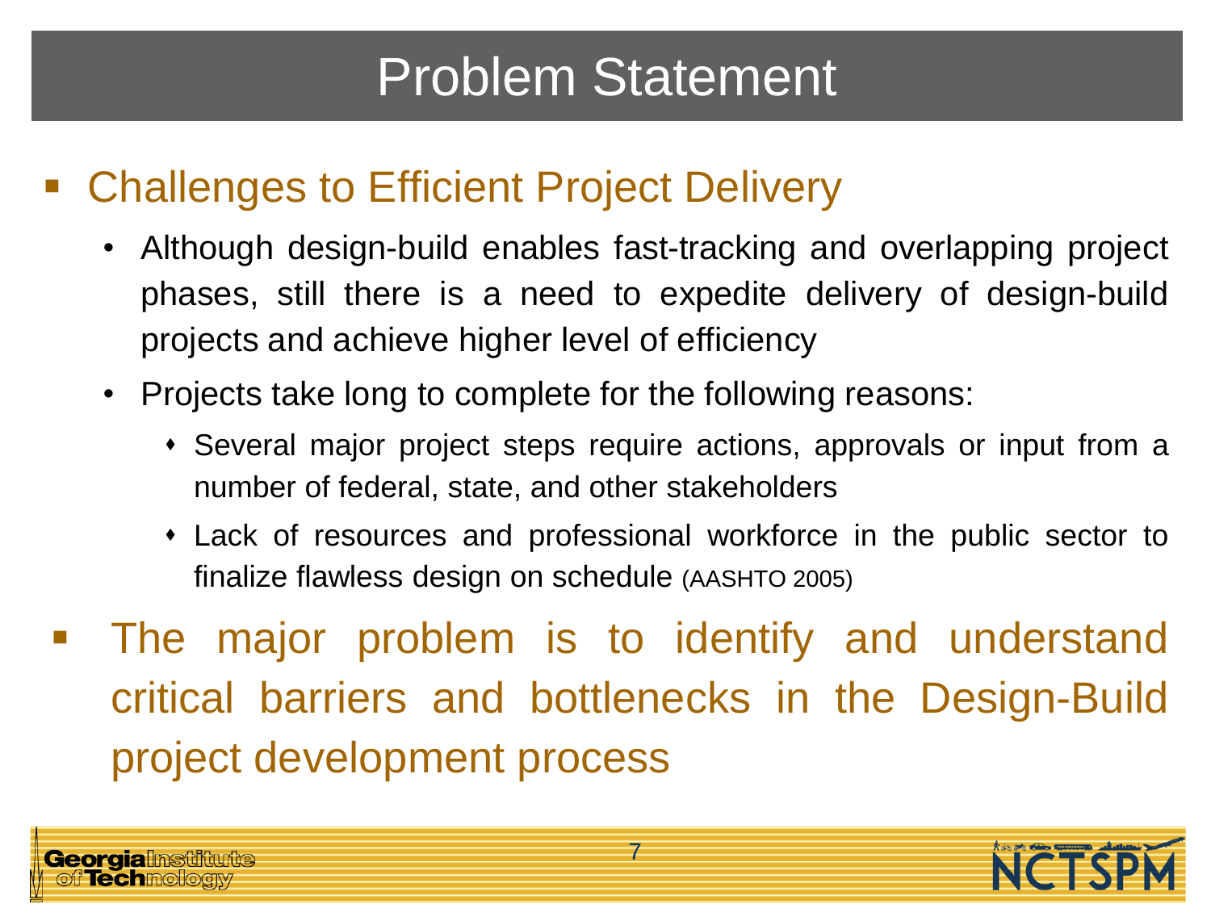# Problem Statement

- Challenges to Efficient Project Delivery
  - Although design-build enables fast-tracking and overlapping project phases, still there is a need to expedite delivery of design-build projects and achieve higher level of efficiency
  - Projects take long to complete for the following reasons:
    - Several major project steps require actions, approvals or input from a number of federal, state, and other stakeholders
    - Lack of resources and professional workforce in the public sector to finalize flawless design on schedule (AASHTO 2005)
- The major problem is to identify and understand critical barriers and bottlenecks in the Design-Build project development process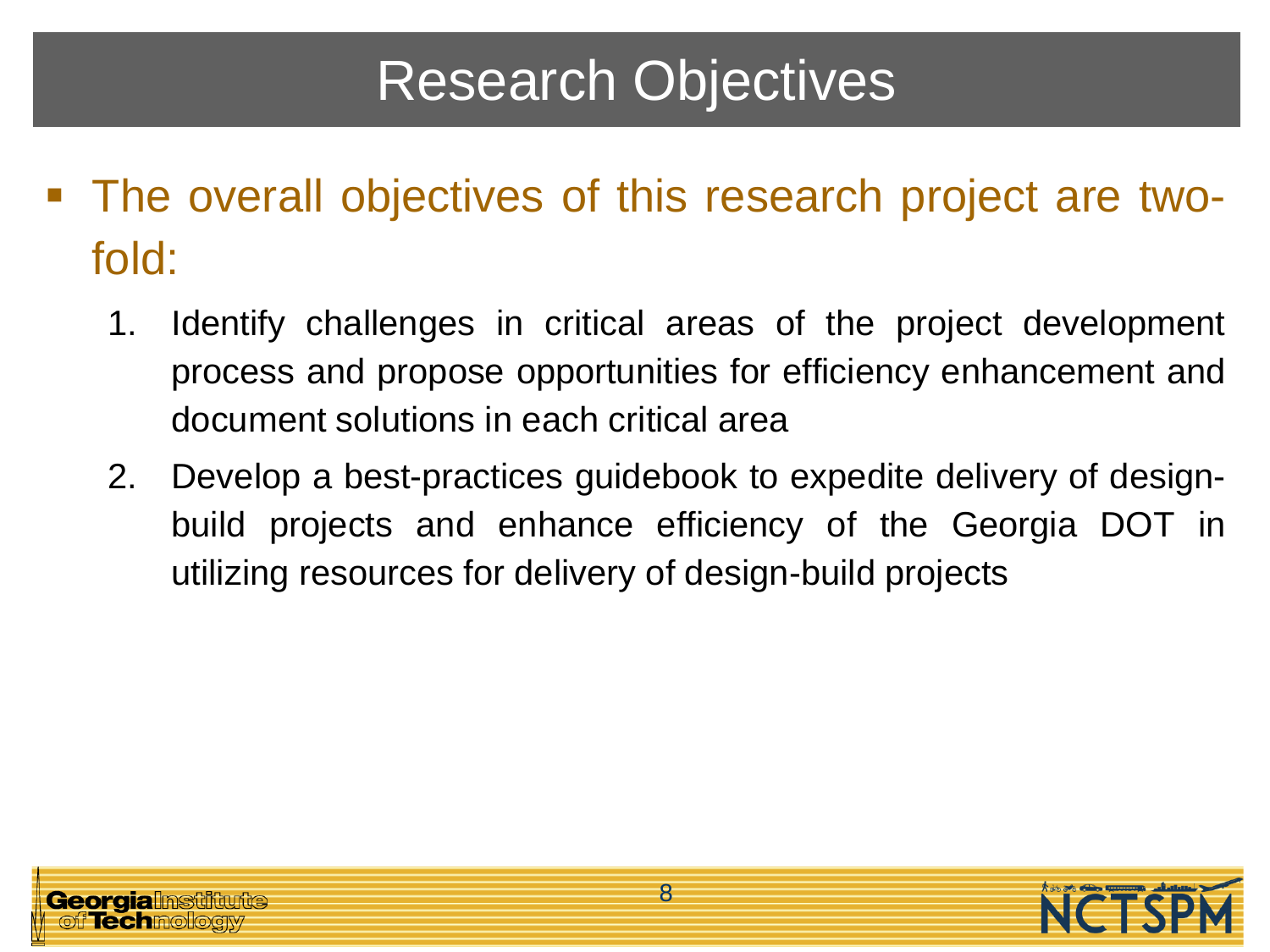# Research Objectives

- The overall objectives of this research project are two-fold:
  1. Identify challenges in critical areas of the project development process and propose opportunities for efficiency enhancement and document solutions in each critical area
  2. Develop a best-practices guidebook to expedite delivery of design-build projects and enhance efficiency of the Georgia DOT in utilizing resources for delivery of design-build projects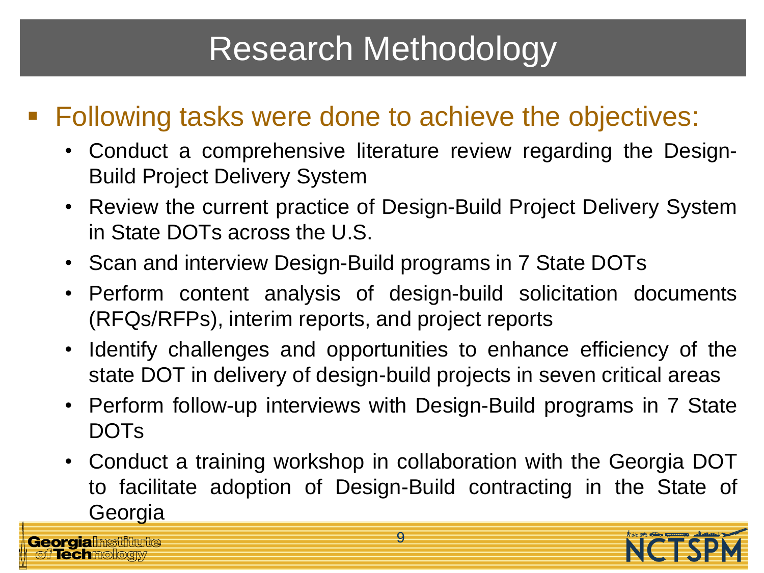# Research Methodology

- Following tasks were done to achieve the objectives:
  - Conduct a comprehensive literature review regarding the Design-Build Project Delivery System
  - Review the current practice of Design-Build Project Delivery System in State DOTs across the U.S.
  - Scan and interview Design-Build programs in 7 State DOTs
  - Perform content analysis of design-build solicitation documents (RFQs/RFPs), interim reports, and project reports
  - Identify challenges and opportunities to enhance efficiency of the state DOT in delivery of design-build projects in seven critical areas
  - Perform follow-up interviews with Design-Build programs in 7 State DOTs
  - Conduct a training workshop in collaboration with the Georgia DOT to facilitate adoption of Design-Build contracting in the State of Georgia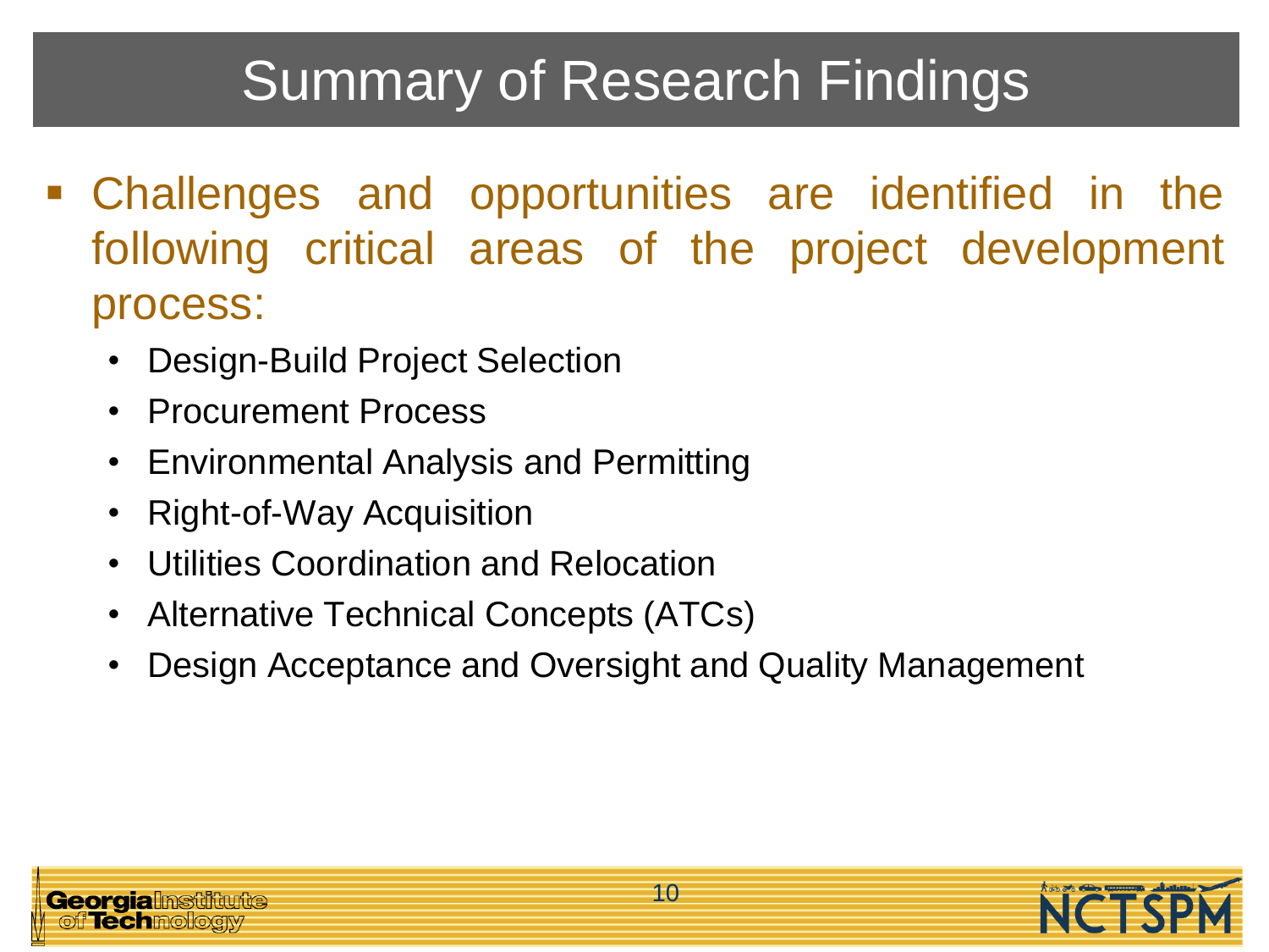# Summary of Research Findings

- Challenges and opportunities are identified in the following critical areas of the project development process:
  - Design-Build Project Selection
  - Procurement Process
  - Environmental Analysis and Permitting
  - Right-of-Way Acquisition
  - Utilities Coordination and Relocation
  - Alternative Technical Concepts (ATCs)
  - Design Acceptance and Oversight and Quality Management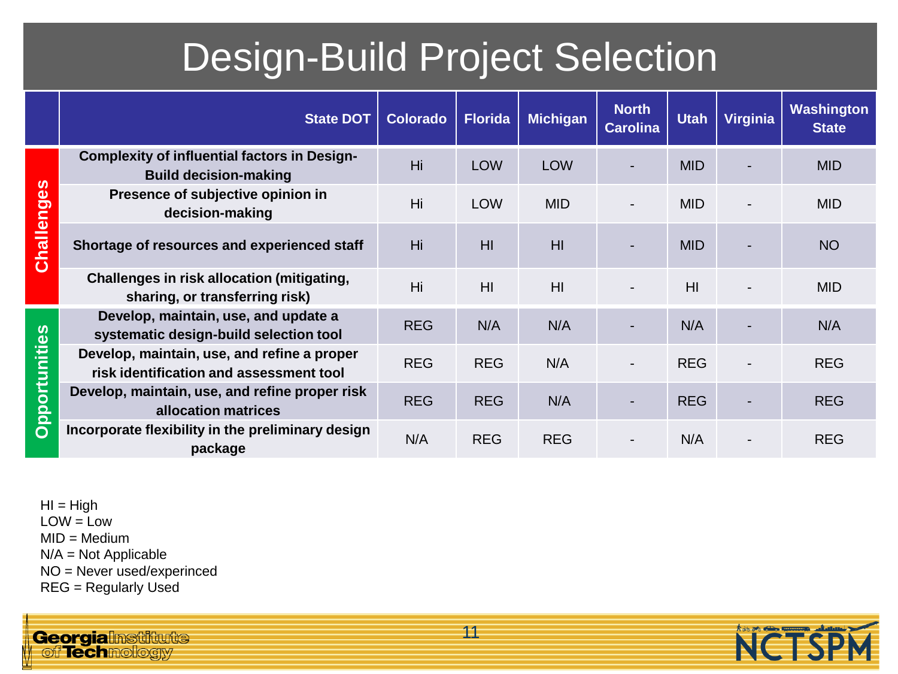# Design-Build Project Selection

| | State DOT | Colorado | Florida | Michigan | North Carolina | Utah | Virginia | Washington State |
|---|---|---|---|---|---|---|---|---|
| **Challenges** | **Complexity of influential factors in Design-Build decision-making** | Hi | LOW | LOW | - | MID | - | MID |
| | **Presence of subjective opinion in decision-making** | Hi | LOW | MID | - | MID | - | MID |
| | **Shortage of resources and experienced staff** | Hi | HI | HI | - | MID | - | NO |
| | **Challenges in risk allocation (mitigating, sharing, or transferring risk)** | Hi | HI | HI | - | HI | - | MID |
| **Opportunities** | **Develop, maintain, use, and update a systematic design-build selection tool** | REG | N/A | N/A | - | N/A | - | N/A |
| | **Develop, maintain, use, and refine a proper risk identification and assessment tool** | REG | REG | N/A | - | REG | - | REG |
| | **Develop, maintain, use, and refine proper risk allocation matrices** | REG | REG | N/A | - | REG | - | REG |
| | **Incorporate flexibility in the preliminary design package** | N/A | REG | REG | - | N/A | - | REG |

HI = High
LOW = Low
MID = Medium
N/A = Not Applicable
NO = Never used/experinced
REG = Regularly Used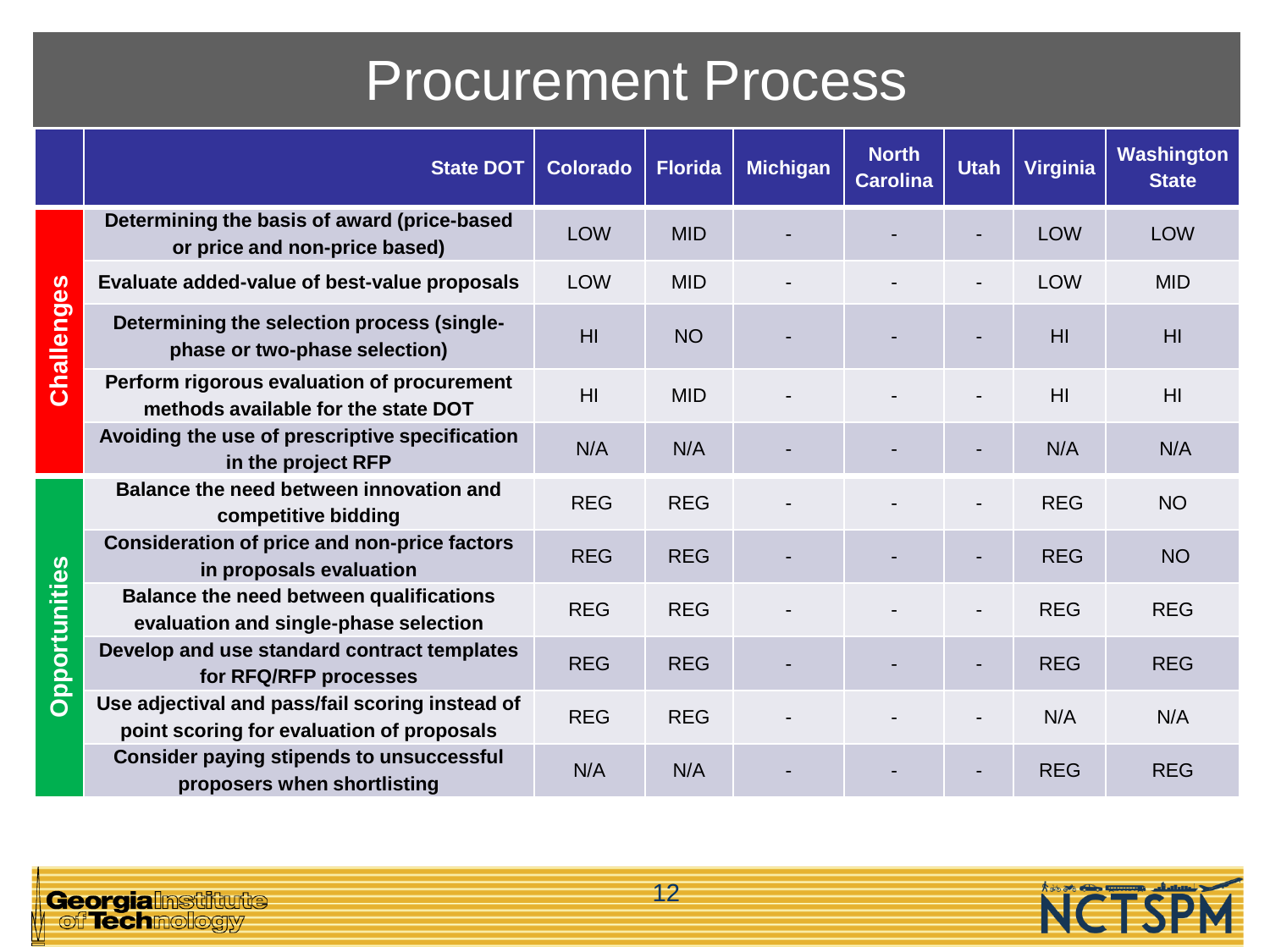# Procurement Process

| | State DOT | Colorado | Florida | Michigan | North Carolina | Utah | Virginia | Washington State |
|---|---|---|---|---|---|---|---|---|
| Challenges | Determining the basis of award (price-based or price and non-price based) | LOW | MID | - | - | - | LOW | LOW |
| | Evaluate added-value of best-value proposals | LOW | MID | - | - | - | LOW | MID |
| | Determining the selection process (single-phase or two-phase selection) | HI | NO | - | - | - | HI | HI |
| | Perform rigorous evaluation of procurement methods available for the state DOT | HI | MID | - | - | - | HI | HI |
| | Avoiding the use of prescriptive specification in the project RFP | N/A | N/A | - | - | - | N/A | N/A |
| Opportunities | Balance the need between innovation and competitive bidding | REG | REG | - | - | - | REG | NO |
| | Consideration of price and non-price factors in proposals evaluation | REG | REG | - | - | - | REG | NO |
| | Balance the need between qualifications evaluation and single-phase selection | REG | REG | - | - | - | REG | REG |
| | Develop and use standard contract templates for RFQ/RFP processes | REG | REG | - | - | - | REG | REG |
| | Use adjectival and pass/fail scoring instead of point scoring for evaluation of proposals | REG | REG | - | - | - | N/A | N/A |
| | Consider paying stipends to unsuccessful proposers when shortlisting | N/A | N/A | - | - | - | REG | REG |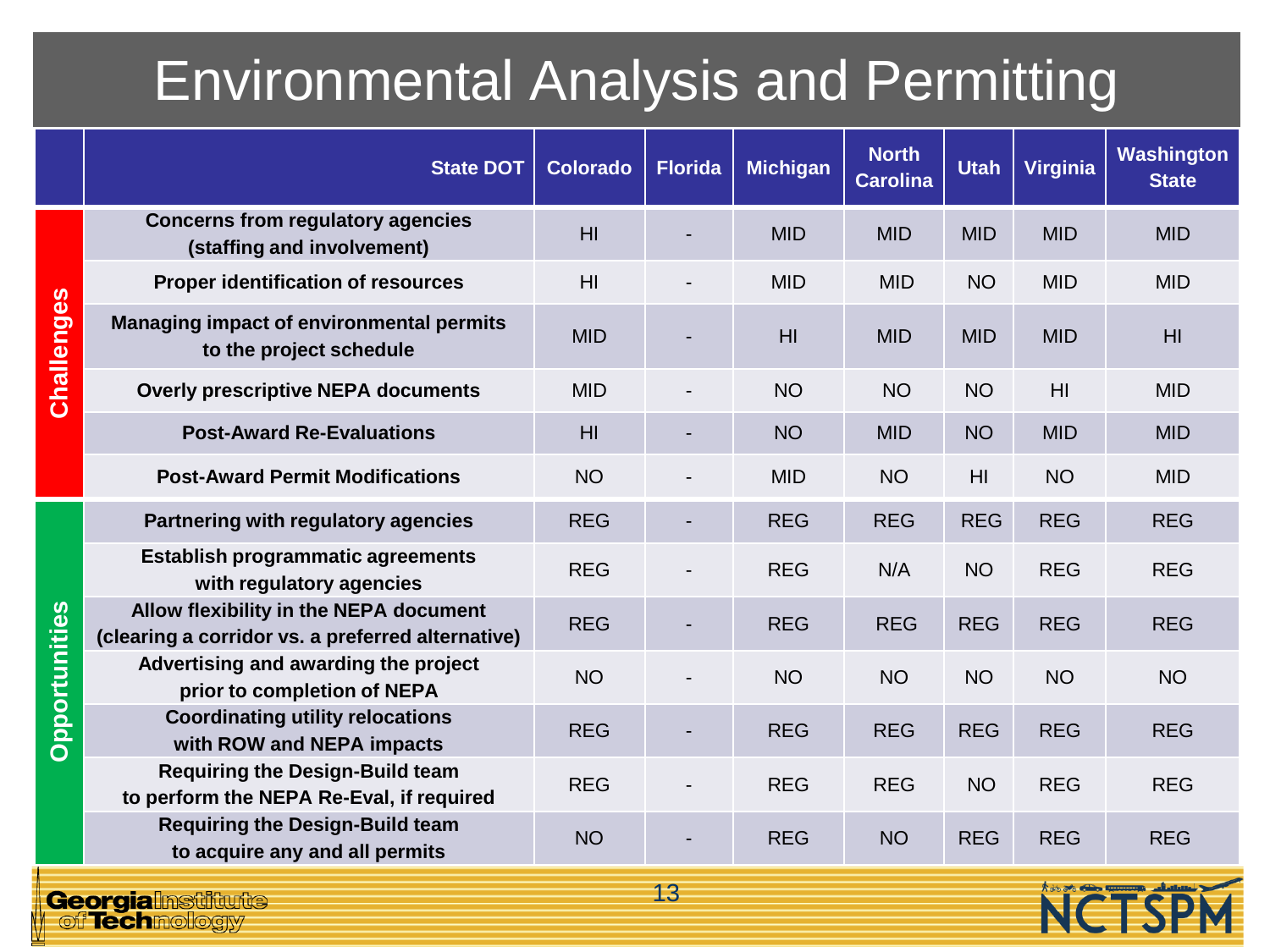# Environmental Analysis and Permitting

| | State DOT | Colorado | Florida | Michigan | North Carolina | Utah | Virginia | Washington State |
|---|---|---|---|---|---|---|---|---|
| **Challenges** | **Concerns from regulatory agencies (staffing and involvement)** | HI | - | MID | MID | MID | MID | MID |
| | **Proper identification of resources** | HI | - | MID | MID | NO | MID | MID |
| | **Managing impact of environmental permits to the project schedule** | MID | - | HI | MID | MID | MID | HI |
| | **Overly prescriptive NEPA documents** | MID | - | NO | NO | NO | HI | MID |
| | **Post-Award Re-Evaluations** | HI | - | NO | MID | NO | MID | MID |
| | **Post-Award Permit Modifications** | NO | - | MID | NO | HI | NO | MID |
| **Opportunities** | **Partnering with regulatory agencies** | REG | - | REG | REG | REG | REG | REG |
| | **Establish programmatic agreements with regulatory agencies** | REG | - | REG | N/A | NO | REG | REG |
| | **Allow flexibility in the NEPA document (clearing a corridor vs. a preferred alternative)** | REG | - | REG | REG | REG | REG | REG |
| | **Advertising and awarding the project prior to completion of NEPA** | NO | - | NO | NO | NO | NO | NO |
| | **Coordinating utility relocations with ROW and NEPA impacts** | REG | - | REG | REG | REG | REG | REG |
| | **Requiring the Design-Build team to perform the NEPA Re-Eval, if required** | REG | - | REG | REG | NO | REG | REG |
| | **Requiring the Design-Build team to acquire any and all permits** | NO | - | REG | NO | REG | REG | REG |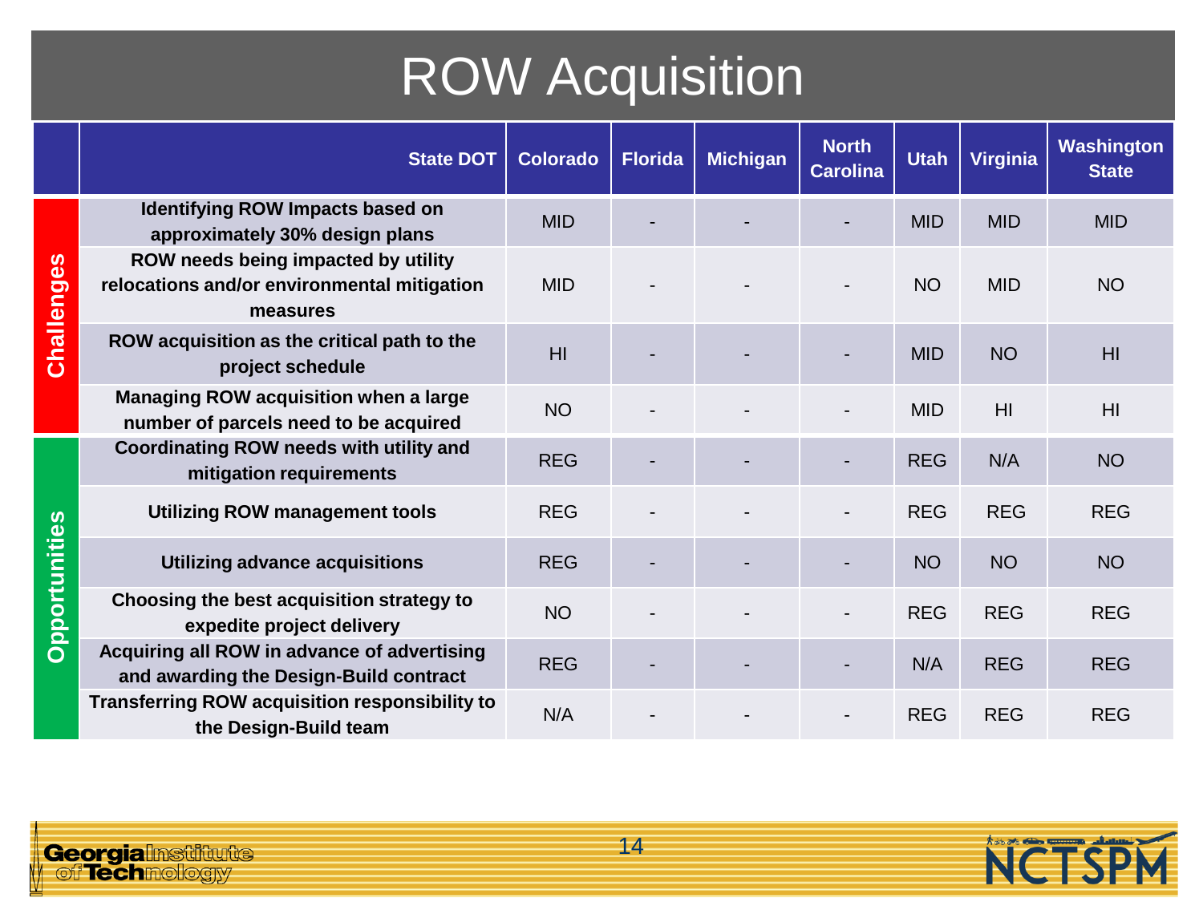# ROW Acquisition

| | State DOT | Colorado | Florida | Michigan | North Carolina | Utah | Virginia | Washington State |
|---|---|---|---|---|---|---|---|---|
| Challenges | Identifying ROW Impacts based on approximately 30% design plans | MID | - | - | - | MID | MID | MID |
| | ROW needs being impacted by utility relocations and/or environmental mitigation measures | MID | - | - | - | NO | MID | NO |
| | ROW acquisition as the critical path to the project schedule | HI | - | - | - | MID | NO | HI |
| | Managing ROW acquisition when a large number of parcels need to be acquired | NO | - | - | - | MID | HI | HI |
| Opportunities | Coordinating ROW needs with utility and mitigation requirements | REG | - | - | - | REG | N/A | NO |
| | Utilizing ROW management tools | REG | - | - | - | REG | REG | REG |
| | Utilizing advance acquisitions | REG | - | - | - | NO | NO | NO |
| | Choosing the best acquisition strategy to expedite project delivery | NO | - | - | - | REG | REG | REG |
| | Acquiring all ROW in advance of advertising and awarding the Design-Build contract | REG | - | - | - | N/A | REG | REG |
| | Transferring ROW acquisition responsibility to the Design-Build team | N/A | - | - | - | REG | REG | REG |

Georgia Institute of Technology

NCTSPM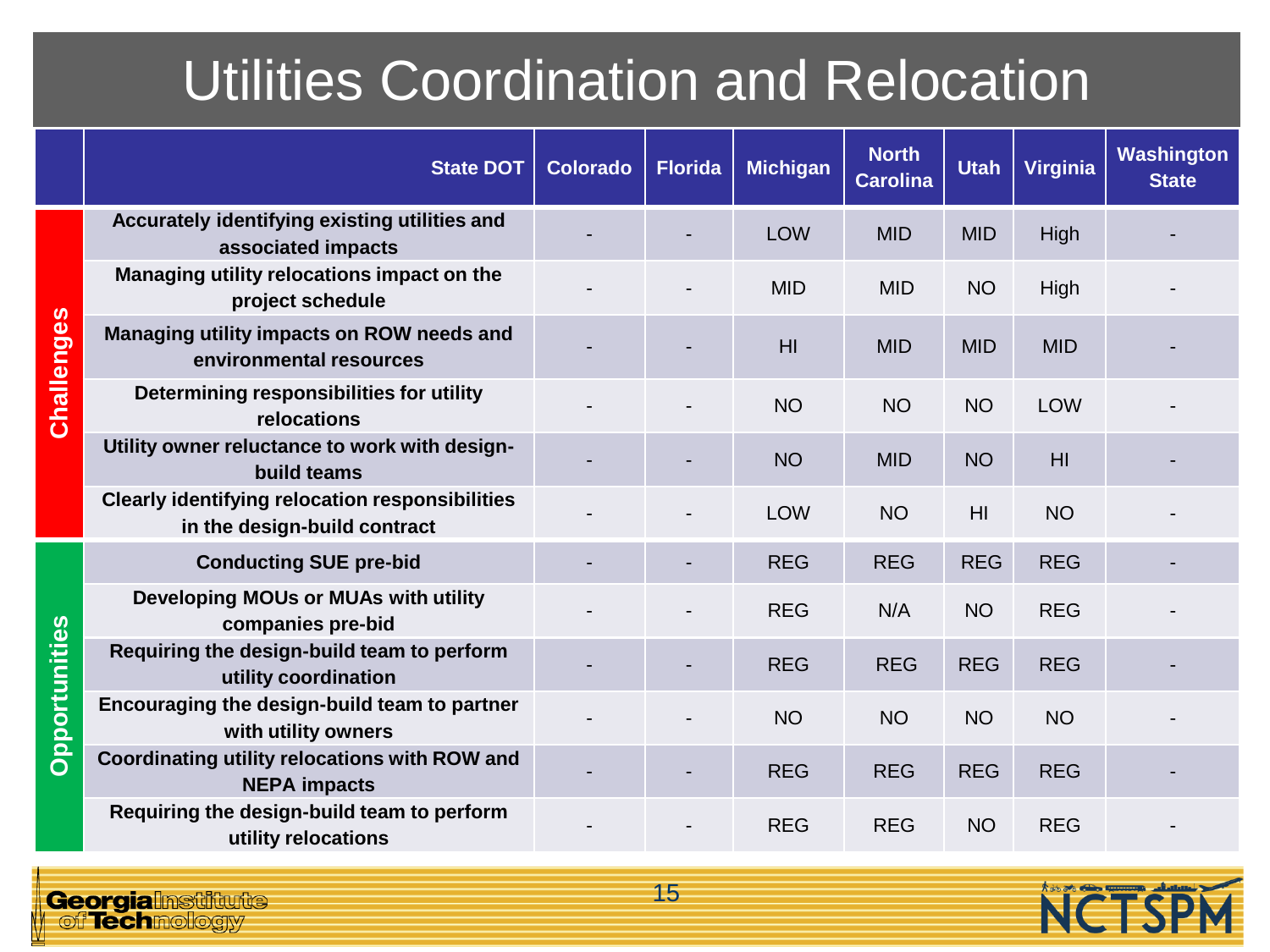# Utilities Coordination and Relocation

| | State DOT | Colorado | Florida | Michigan | North Carolina | Utah | Virginia | Washington State |
|---|---|---|---|---|---|---|---|---|
| Challenges | Accurately identifying existing utilities and associated impacts | - | - | LOW | MID | MID | High | - |
| | Managing utility relocations impact on the project schedule | - | - | MID | MID | NO | High | - |
| | Managing utility impacts on ROW needs and environmental resources | - | - | HI | MID | MID | MID | - |
| | Determining responsibilities for utility relocations | - | - | NO | NO | NO | LOW | - |
| | Utility owner reluctance to work with design-build teams | - | - | NO | MID | NO | HI | - |
| | Clearly identifying relocation responsibilities in the design-build contract | - | - | LOW | NO | HI | NO | - |
| Opportunities | Conducting SUE pre-bid | - | - | REG | REG | REG | REG | - |
| | Developing MOUs or MUAs with utility companies pre-bid | - | - | REG | N/A | NO | REG | - |
| | Requiring the design-build team to perform utility coordination | - | - | REG | REG | REG | REG | - |
| | Encouraging the design-build team to partner with utility owners | - | - | NO | NO | NO | NO | - |
| | Coordinating utility relocations with ROW and NEPA impacts | - | - | REG | REG | REG | REG | - |
| | Requiring the design-build team to perform utility relocations | - | - | REG | REG | NO | REG | - |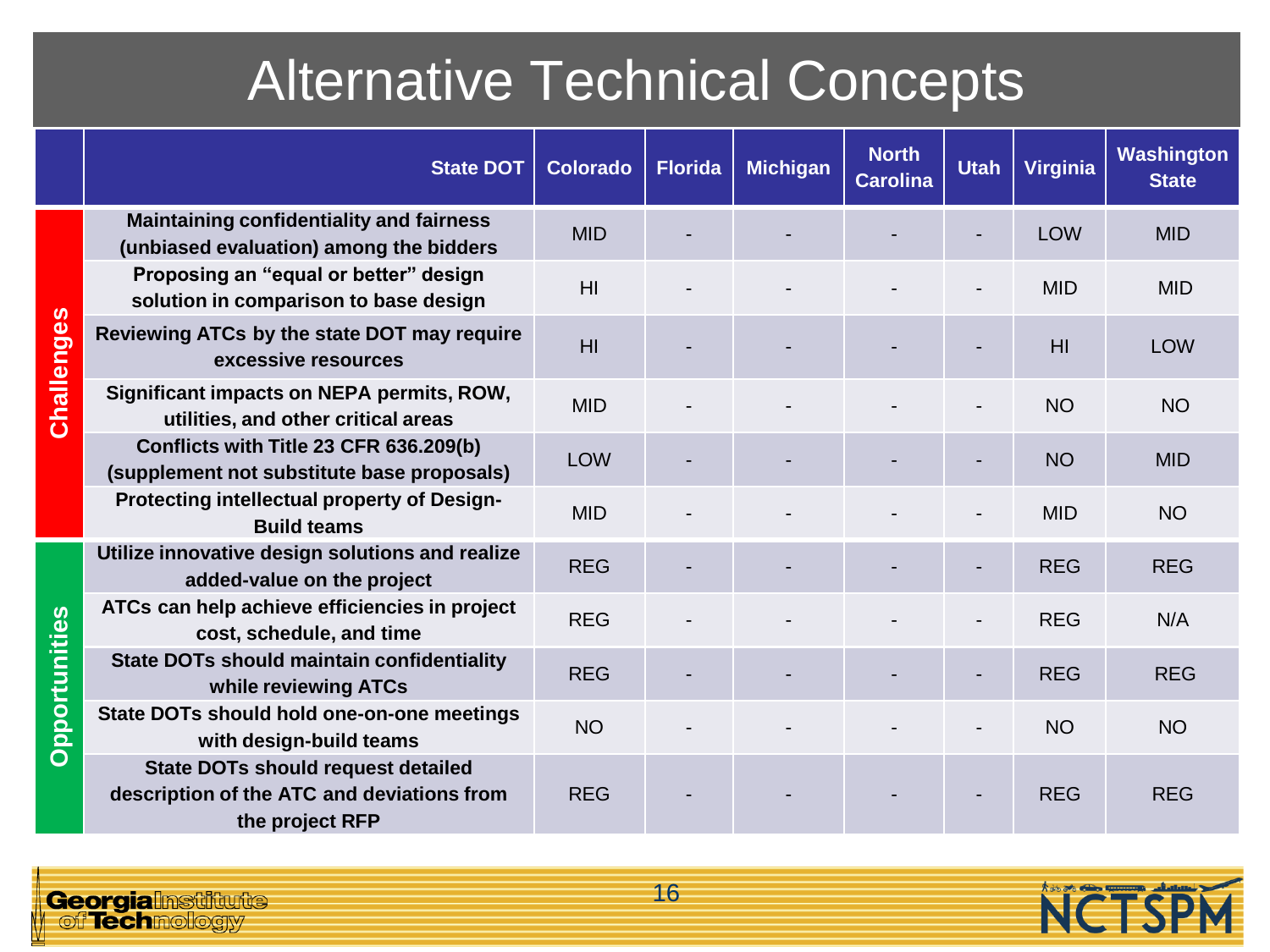# Alternative Technical Concepts

| | State DOT | Colorado | Florida | Michigan | North Carolina | Utah | Virginia | Washington State |
|---|---|---|---|---|---|---|---|---|
| Challenges | Maintaining confidentiality and fairness (unbiased evaluation) among the bidders | MID | - | - | - | - | LOW | MID |
| | Proposing an "equal or better" design solution in comparison to base design | HI | - | - | - | - | MID | MID |
| | Reviewing ATCs by the state DOT may require excessive resources | HI | - | - | - | - | HI | LOW |
| | Significant impacts on NEPA permits, ROW, utilities, and other critical areas | MID | - | - | - | - | NO | NO |
| | Conflicts with Title 23 CFR 636.209(b) (supplement not substitute base proposals) | LOW | - | - | - | - | NO | MID |
| | Protecting intellectual property of Design-Build teams | MID | - | - | - | - | MID | NO |
| Opportunities | Utilize innovative design solutions and realize added-value on the project | REG | - | - | - | - | REG | REG |
| | ATCs can help achieve efficiencies in project cost, schedule, and time | REG | - | - | - | - | REG | N/A |
| | State DOTs should maintain confidentiality while reviewing ATCs | REG | - | - | - | - | REG | REG |
| | State DOTs should hold one-on-one meetings with design-build teams | NO | - | - | - | - | NO | NO |
| | State DOTs should request detailed description of the ATC and deviations from the project RFP | REG | - | - | - | - | REG | REG |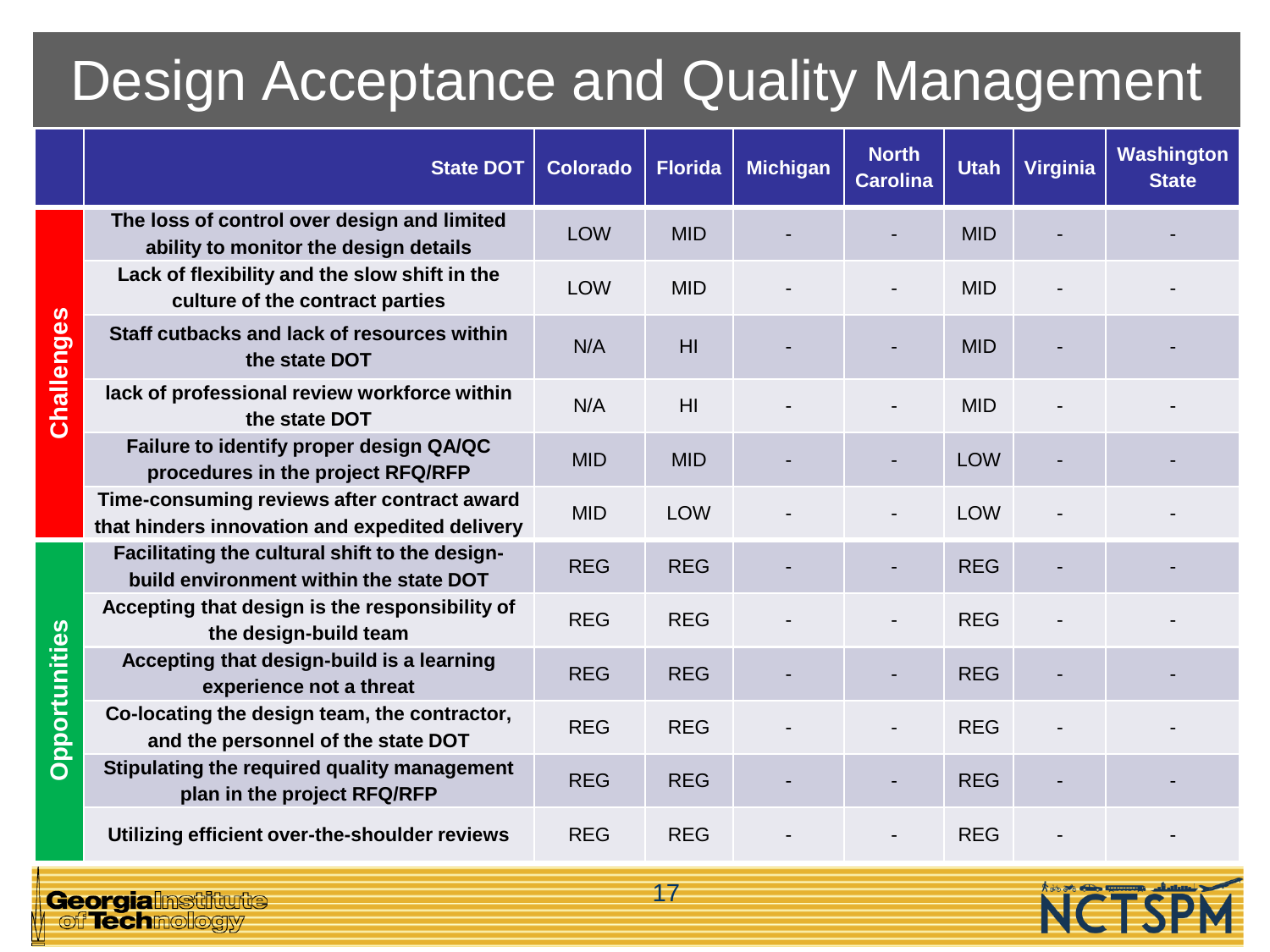# Design Acceptance and Quality Management

| | State DOT | Colorado | Florida | Michigan | North Carolina | Utah | Virginia | Washington State |
|---|---|---|---|---|---|---|---|---|
| **Challenges** | **The loss of control over design and limited ability to monitor the design details** | LOW | MID | - | - | MID | - | - |
| | **Lack of flexibility and the slow shift in the culture of the contract parties** | LOW | MID | - | - | MID | - | - |
| | **Staff cutbacks and lack of resources within the state DOT** | N/A | HI | - | - | MID | - | - |
| | **lack of professional review workforce within the state DOT** | N/A | HI | - | - | MID | - | - |
| | **Failure to identify proper design QA/QC procedures in the project RFQ/RFP** | MID | MID | - | - | LOW | - | - |
| | **Time-consuming reviews after contract award that hinders innovation and expedited delivery** | MID | LOW | - | - | LOW | - | - |
| **Opportunities** | **Facilitating the cultural shift to the design-build environment within the state DOT** | REG | REG | - | - | REG | - | - |
| | **Accepting that design is the responsibility of the design-build team** | REG | REG | - | - | REG | - | - |
| | **Accepting that design-build is a learning experience not a threat** | REG | REG | - | - | REG | - | - |
| | **Co-locating the design team, the contractor, and the personnel of the state DOT** | REG | REG | - | - | REG | - | - |
| | **Stipulating the required quality management plan in the project RFQ/RFP** | REG | REG | - | - | REG | - | - |
| | **Utilizing efficient over-the-shoulder reviews** | REG | REG | - | - | REG | - | - |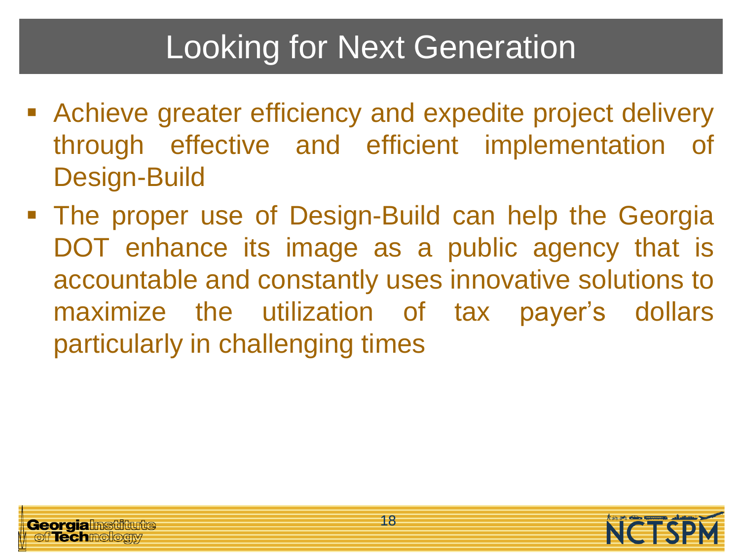# Looking for Next Generation

- Achieve greater efficiency and expedite project delivery through effective and efficient implementation of Design-Build
- The proper use of Design-Build can help the Georgia DOT enhance its image as a public agency that is accountable and constantly uses innovative solutions to maximize the utilization of tax payer's dollars particularly in challenging times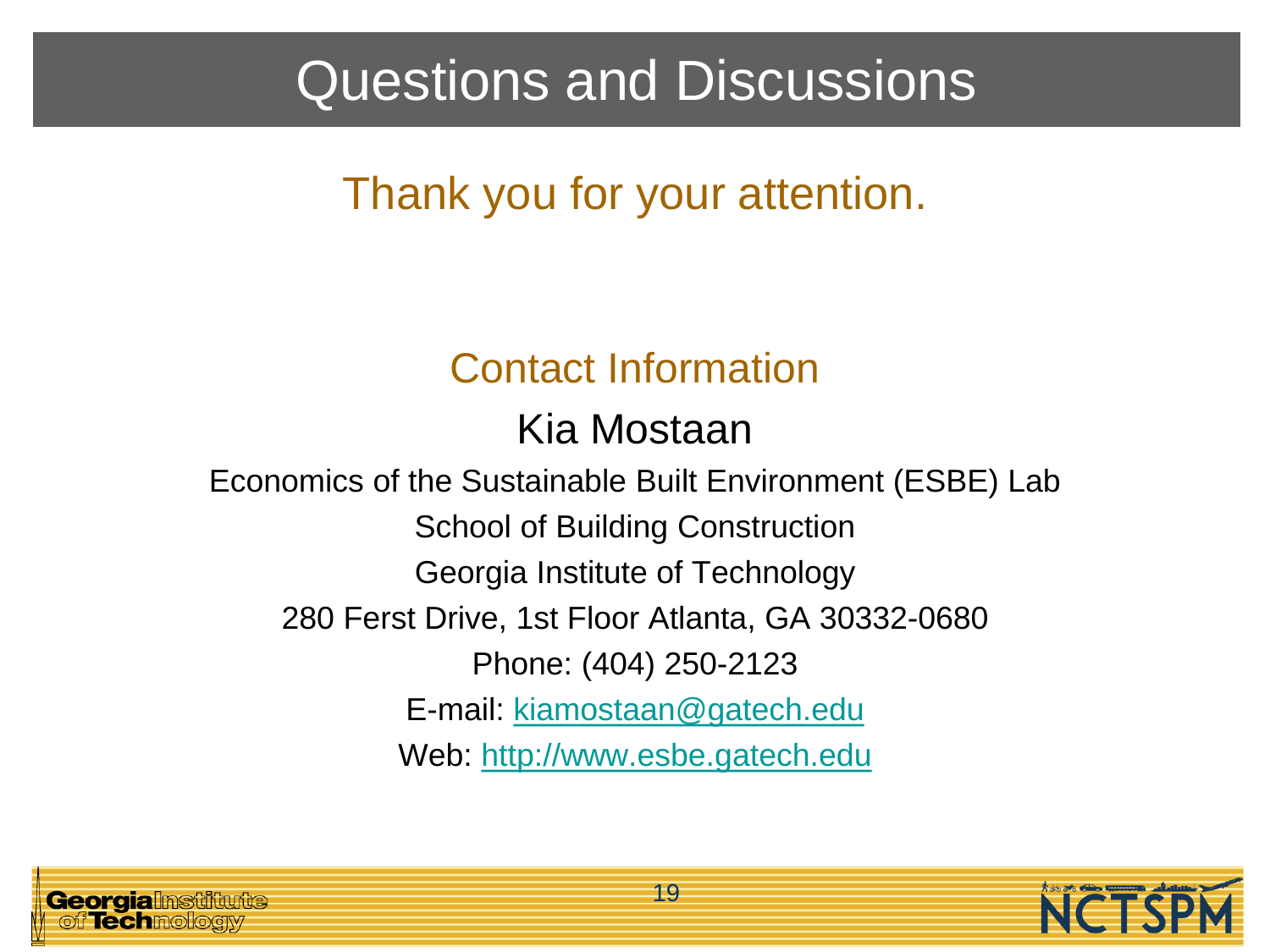# Questions and Discussions

## Thank you for your attention.

### Contact Information

**Kia Mostaan**

Economics of the Sustainable Built Environment (ESBE) Lab

School of Building Construction

Georgia Institute of Technology

280 Ferst Drive, 1st Floor Atlanta, GA 30332-0680

Phone: (404) 250-2123

E-mail: kiamostaan@gatech.edu

Web: http://www.esbe.gatech.edu